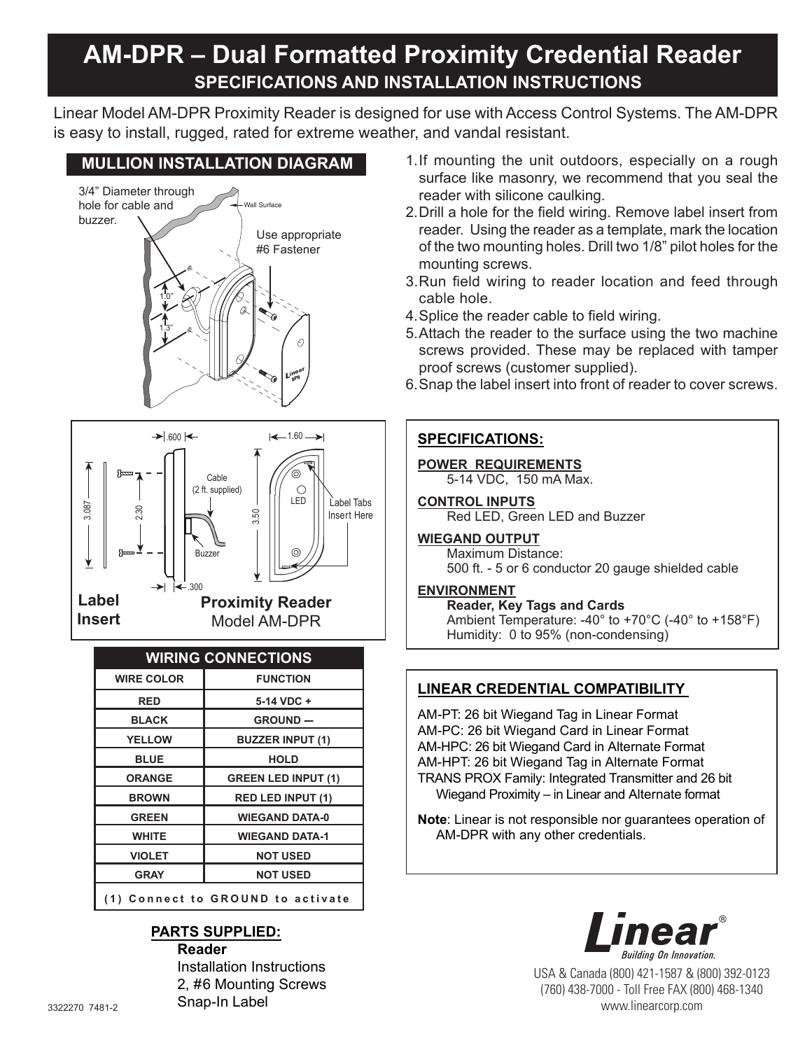// AM-DPR – Dual Formatted Proximity Credential Reader
## SPECIFICATIONS AND INSTALLATION INSTRUCTIONS

Linear Model AM-DPR Proximity Reader is designed for use with Access Control Systems. The AM-DPR is easy to install, rugged, rated for extreme weather, and vandal resistant.

### MULLION INSTALLATION DIAGRAM

3/4" Diameter through hole for cable and buzzer.

Wall Surface

Use appropriate #6 Fastener

1.0"

1.3"

.600

1.60

Cable (2 ft. supplied)

3.087

2.30

3.50

LED

Label Tabs Insert Here

Buzzer

.300

**Label Insert**

**Proximity Reader**
Model AM-DPR

1. If mounting the unit outdoors, especially on a rough surface like masonry, we recommend that you seal the reader with silicone caulking.
2. Drill a hole for the field wiring. Remove label insert from reader. Using the reader as a template, mark the location of the two mounting holes. Drill two 1/8" pilot holes for the mounting screws.
3. Run field wiring to reader location and feed through cable hole.
4. Splice the reader cable to field wiring.
5. Attach the reader to the surface using the two machine screws provided. These may be replaced with tamper proof screws (customer supplied).
6. Snap the label insert into front of reader to cover screws.

### WIRING CONNECTIONS

| WIRE COLOR | FUNCTION |
|---|---|
| RED | 5-14 VDC + |
| BLACK | GROUND — |
| YELLOW | BUZZER INPUT (1) |
| BLUE | HOLD |
| ORANGE | GREEN LED INPUT (1) |
| BROWN | RED LED INPUT (1) |
| GREEN | WIEGAND DATA-0 |
| WHITE | WIEGAND DATA-1 |
| VIOLET | NOT USED |
| GRAY | NOT USED |

(1) Connect to GROUND to activate

### SPECIFICATIONS:

**POWER REQUIREMENTS**
5-14 VDC, 150 mA Max.

**CONTROL INPUTS**
Red LED, Green LED and Buzzer

**WIEGAND OUTPUT**
Maximum Distance:
500 ft. - 5 or 6 conductor 20 gauge shielded cable

**ENVIRONMENT**
**Reader, Key Tags and Cards**
Ambient Temperature: -40° to +70°C (-40° to +158°F)
Humidity: 0 to 95% (non-condensing)

### LINEAR CREDENTIAL COMPATIBILITY

AM-PT: 26 bit Wiegand Tag in Linear Format
AM-PC: 26 bit Wiegand Card in Linear Format
AM-HPC: 26 bit Wiegand Card in Alternate Format
AM-HPT: 26 bit Wiegand Tag in Alternate Format
TRANS PROX Family: Integrated Transmitter and 26 bit Wiegand Proximity – in Linear and Alternate format

**Note**: Linear is not responsible nor guarantees operation of AM-DPR with any other credentials.

### PARTS SUPPLIED:

**Reader**
Installation Instructions
2, #6 Mounting Screws
Snap-In Label

Linear® Building On Innovation.

USA & Canada (800) 421-1587 & (800) 392-0123
(760) 438-7000 - Toll Free FAX (800) 468-1340
www.linearcorp.com

3322270 7481-2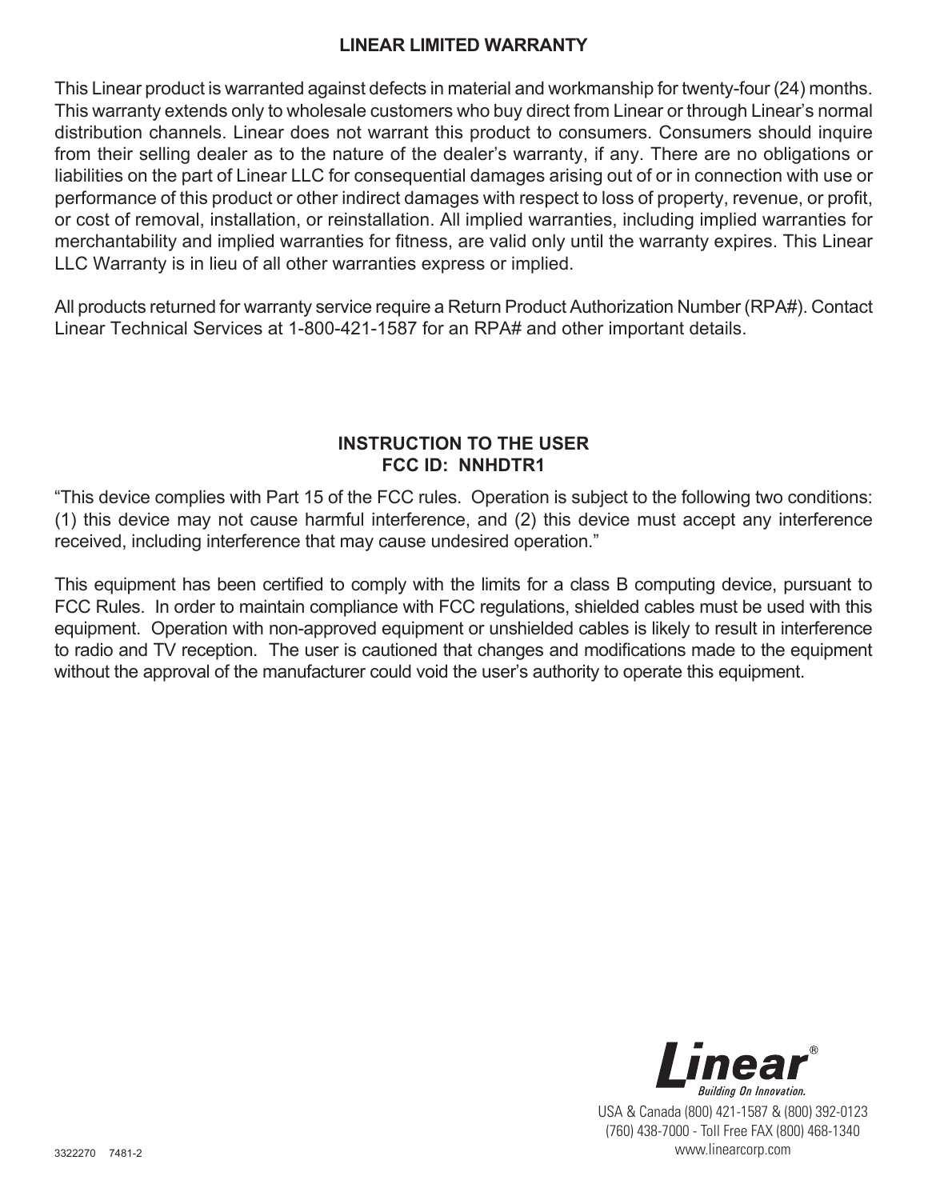## LINEAR LIMITED WARRANTY

This Linear product is warranted against defects in material and workmanship for twenty-four (24) months. This warranty extends only to wholesale customers who buy direct from Linear or through Linear's normal distribution channels. Linear does not warrant this product to consumers. Consumers should inquire from their selling dealer as to the nature of the dealer's warranty, if any. There are no obligations or liabilities on the part of Linear LLC for consequential damages arising out of or in connection with use or performance of this product or other indirect damages with respect to loss of property, revenue, or profit, or cost of removal, installation, or reinstallation. All implied warranties, including implied warranties for merchantability and implied warranties for fitness, are valid only until the warranty expires. This Linear LLC Warranty is in lieu of all other warranties express or implied.

All products returned for warranty service require a Return Product Authorization Number (RPA#). Contact Linear Technical Services at 1-800-421-1587 for an RPA# and other important details.

## INSTRUCTION TO THE USER
**FCC ID: NNHDTR1**

"This device complies with Part 15 of the FCC rules. Operation is subject to the following two conditions: (1) this device may not cause harmful interference, and (2) this device must accept any interference received, including interference that may cause undesired operation."

This equipment has been certified to comply with the limits for a class B computing device, pursuant to FCC Rules. In order to maintain compliance with FCC regulations, shielded cables must be used with this equipment. Operation with non-approved equipment or unshielded cables is likely to result in interference to radio and TV reception. The user is cautioned that changes and modifications made to the equipment without the approval of the manufacturer could void the user's authority to operate this equipment.

**Linear**®
*Building On Innovation.*

USA & Canada (800) 421-1587 & (800) 392-0123
(760) 438-7000 - Toll Free FAX (800) 468-1340
www.linearcorp.com

3322270 7481-2